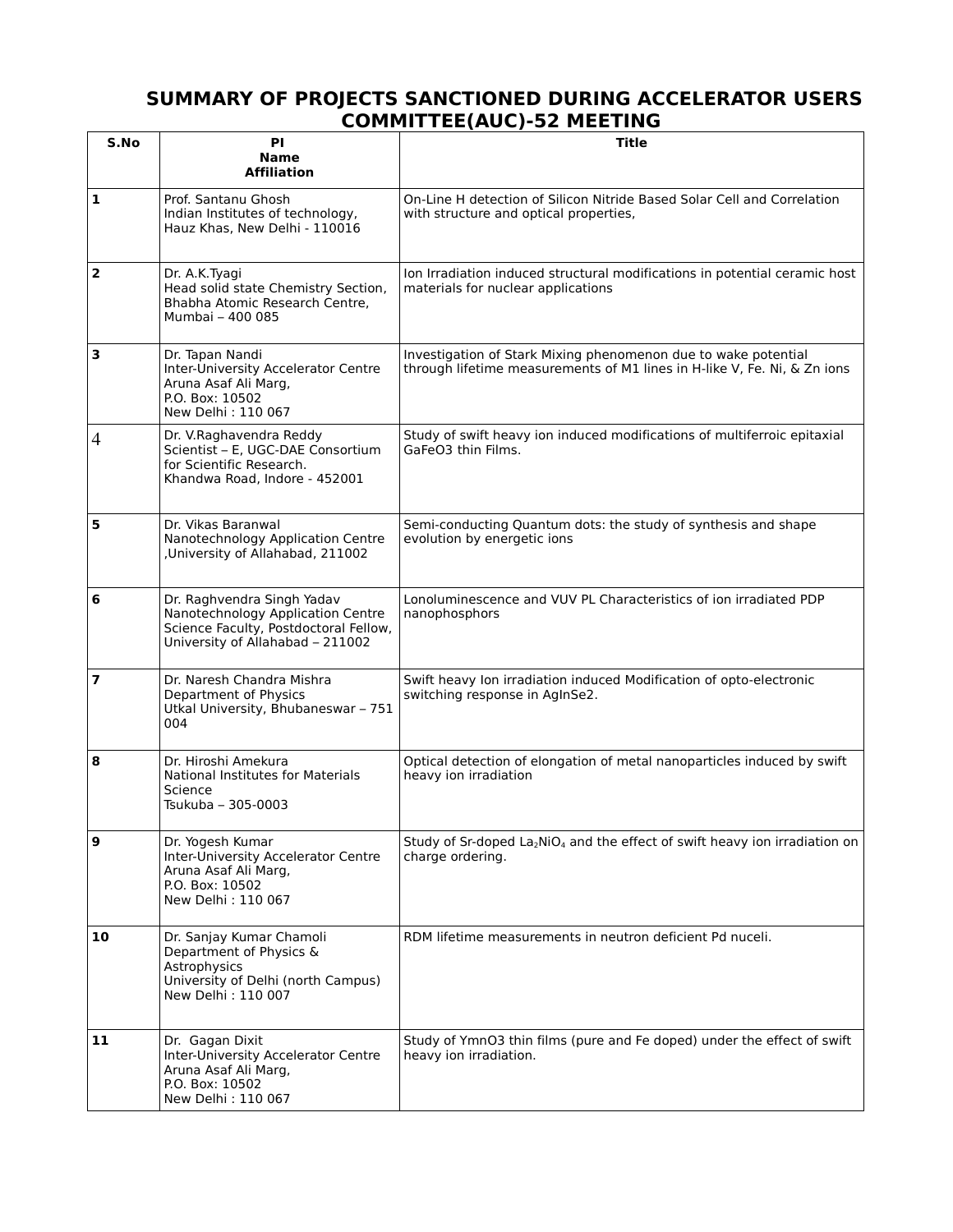# SUMMARY OF PROJECTS SANCTIONED DURING ACCELERATOR USERS COMMITTEE(AUC)-52 MEETING

| S.No | PI<br>Name<br>Affiliation | Title |
|---|---|---|
| 1 | Prof. Santanu Ghosh<br>Indian Institutes of technology,<br>Hauz Khas, New Delhi - 110016 | On-Line H detection of Silicon Nitride Based Solar Cell and Correlation with structure and optical properties, |
| 2 | Dr. A.K.Tyagi<br>Head solid state Chemistry Section,<br>Bhabha Atomic Research Centre,<br>Mumbai – 400 085 | Ion Irradiation induced structural modifications in potential ceramic host materials for nuclear applications |
| 3 | Dr. Tapan Nandi<br>Inter-University Accelerator Centre<br>Aruna Asaf Ali Marg,<br>P.O. Box: 10502<br>New Delhi : 110 067 | Investigation of Stark Mixing phenomenon due to wake potential through lifetime measurements of M1 lines in H-like V, Fe. Ni, & Zn ions |
| 4 | Dr. V.Raghavendra Reddy<br>Scientist – E, UGC-DAE Consortium for Scientific Research.<br>Khandwa Road, Indore - 452001 | Study of swift heavy ion induced modifications of multiferroic epitaxial GaFeO3 thin Films. |
| 5 | Dr. Vikas Baranwal<br>Nanotechnology Application Centre<br>,University of Allahabad, 211002 | Semi-conducting Quantum dots: the study of synthesis and shape evolution by energetic ions |
| 6 | Dr. Raghvendra Singh Yadav<br>Nanotechnology Application Centre<br>Science Faculty, Postdoctoral Fellow,<br>University of Allahabad – 211002 | Lonoluminescence and VUV PL Characteristics of ion irradiated PDP nanophosphors |
| 7 | Dr. Naresh Chandra Mishra<br>Department of Physics<br>Utkal University, Bhubaneswar – 751 004 | Swift heavy Ion irradiation induced Modification of opto-electronic switching response in AgInSe2. |
| 8 | Dr. Hiroshi Amekura<br>National Institutes for Materials Science<br>Tsukuba – 305-0003 | Optical detection of elongation of metal nanoparticles induced by swift heavy ion irradiation |
| 9 | Dr. Yogesh Kumar<br>Inter-University Accelerator Centre<br>Aruna Asaf Ali Marg,<br>P.O. Box: 10502<br>New Delhi : 110 067 | Study of Sr-doped $La_2NiO_4$ and the effect of swift heavy ion irradiation on charge ordering. |
| 10 | Dr. Sanjay Kumar Chamoli<br>Department of Physics & Astrophysics<br>University of Delhi (north Campus)<br>New Delhi : 110 007 | RDM lifetime measurements in neutron deficient Pd nuceli. |
| 11 | Dr. Gagan Dixit<br>Inter-University Accelerator Centre<br>Aruna Asaf Ali Marg,<br>P.O. Box: 10502<br>New Delhi : 110 067 | Study of YmnO3 thin films (pure and Fe doped) under the effect of swift heavy ion irradiation. |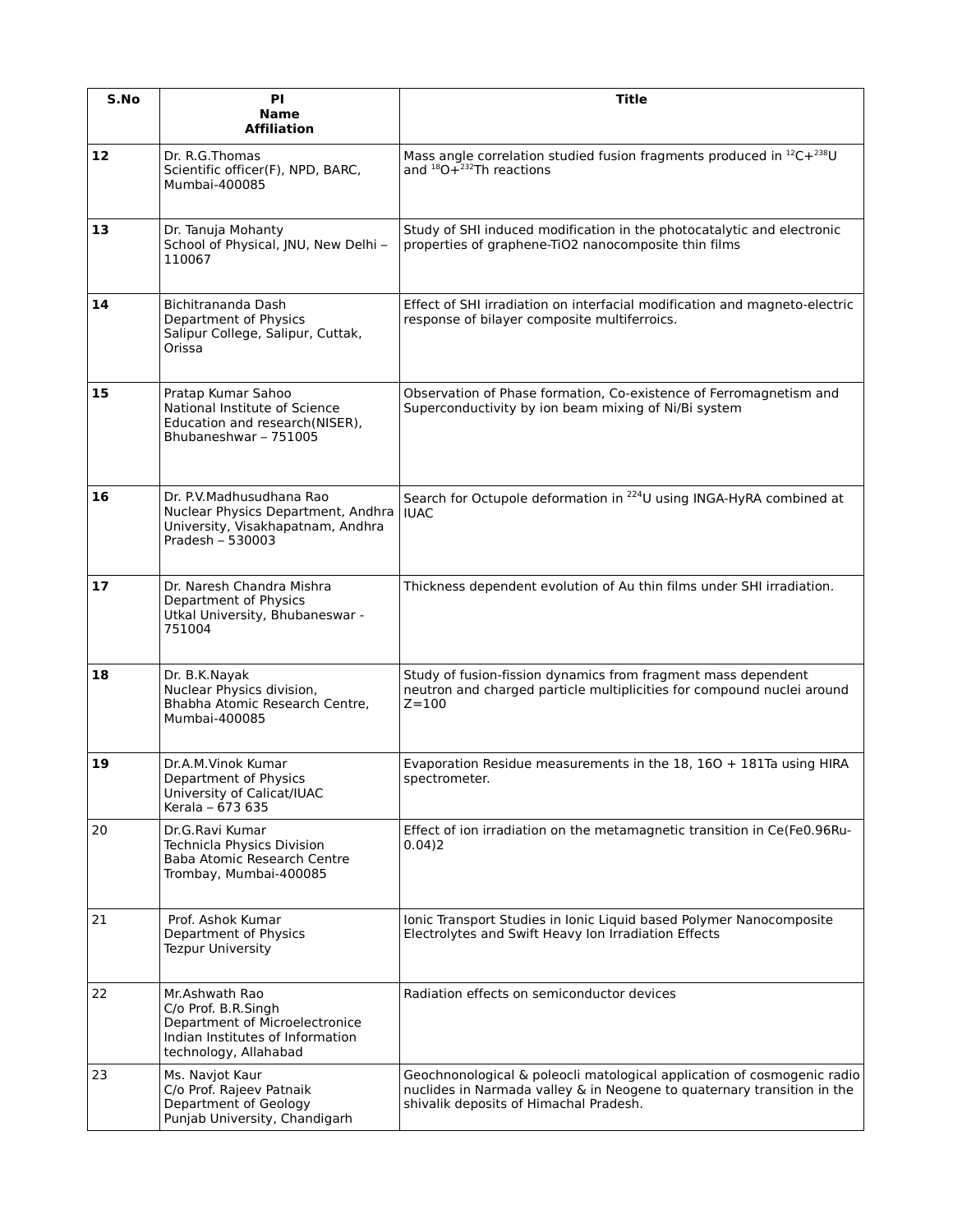| S.No | PI Name Affiliation | Title |
| --- | --- | --- |
| **12** | Dr. R.G.Thomas<br>Scientific officer(F), NPD, BARC, Mumbai-400085 | Mass angle correlation studied fusion fragments produced in $^{12}C+^{238}U$ and $^{18}O+^{232}Th$ reactions |
| **13** | Dr. Tanuja Mohanty<br>School of Physical, JNU, New Delhi – 110067 | Study of SHI induced modification in the photocatalytic and electronic properties of graphene-TiO2 nanocomposite thin films |
| **14** | Bichitrananda Dash<br>Department of Physics<br>Salipur College, Salipur, Cuttak, Orissa | Effect of SHI irradiation on interfacial modification and magneto-electric response of bilayer composite multiferroics. |
| **15** | Pratap Kumar Sahoo<br>National Institute of Science Education and research(NISER), Bhubaneshwar – 751005 | Observation of Phase formation, Co-existence of Ferromagnetism and Superconductivity by ion beam mixing of Ni/Bi system |
| **16** | Dr. P.V.Madhusudhana Rao<br>Nuclear Physics Department, Andhra University, Visakhapatnam, Andhra Pradesh – 530003 | Search for Octupole deformation in $^{224}U$ using INGA-HyRA combined at IUAC |
| **17** | Dr. Naresh Chandra Mishra<br>Department of Physics<br>Utkal University, Bhubaneswar - 751004 | Thickness dependent evolution of Au thin films under SHI irradiation. |
| **18** | Dr. B.K.Nayak<br>Nuclear Physics division,<br>Bhabha Atomic Research Centre, Mumbai-400085 | Study of fusion-fission dynamics from fragment mass dependent neutron and charged particle multiplicities for compound nuclei around Z=100 |
| **19** | Dr.A.M.Vinok Kumar<br>Department of Physics<br>University of Calicat/IUAC<br>Kerala – 673 635 | Evaporation Residue measurements in the 18, 16O + 181Ta using HIRA spectrometer. |
| 20 | Dr.G.Ravi Kumar<br>Technicla Physics Division<br>Baba Atomic Research Centre<br>Trombay, Mumbai-400085 | Effect of ion irradiation on the metamagnetic transition in Ce(Fe0.96Ru-0.04)2 |
| 21 | Prof. Ashok Kumar<br>Department of Physics<br>Tezpur University | Ionic Transport Studies in Ionic Liquid based Polymer Nanocomposite Electrolytes and Swift Heavy Ion Irradiation Effects |
| 22 | Mr.Ashwath Rao<br>C/o Prof. B.R.Singh<br>Department of Microelectronice<br>Indian Institutes of Information technology, Allahabad | Radiation effects on semiconductor devices |
| 23 | Ms. Navjot Kaur<br>C/o Prof. Rajeev Patnaik<br>Department of Geology<br>Punjab University, Chandigarh | Geochnonological & poleocli matological application of cosmogenic radio nuclides in Narmada valley & in Neogene to quaternary transition in the shivalik deposits of Himachal Pradesh. |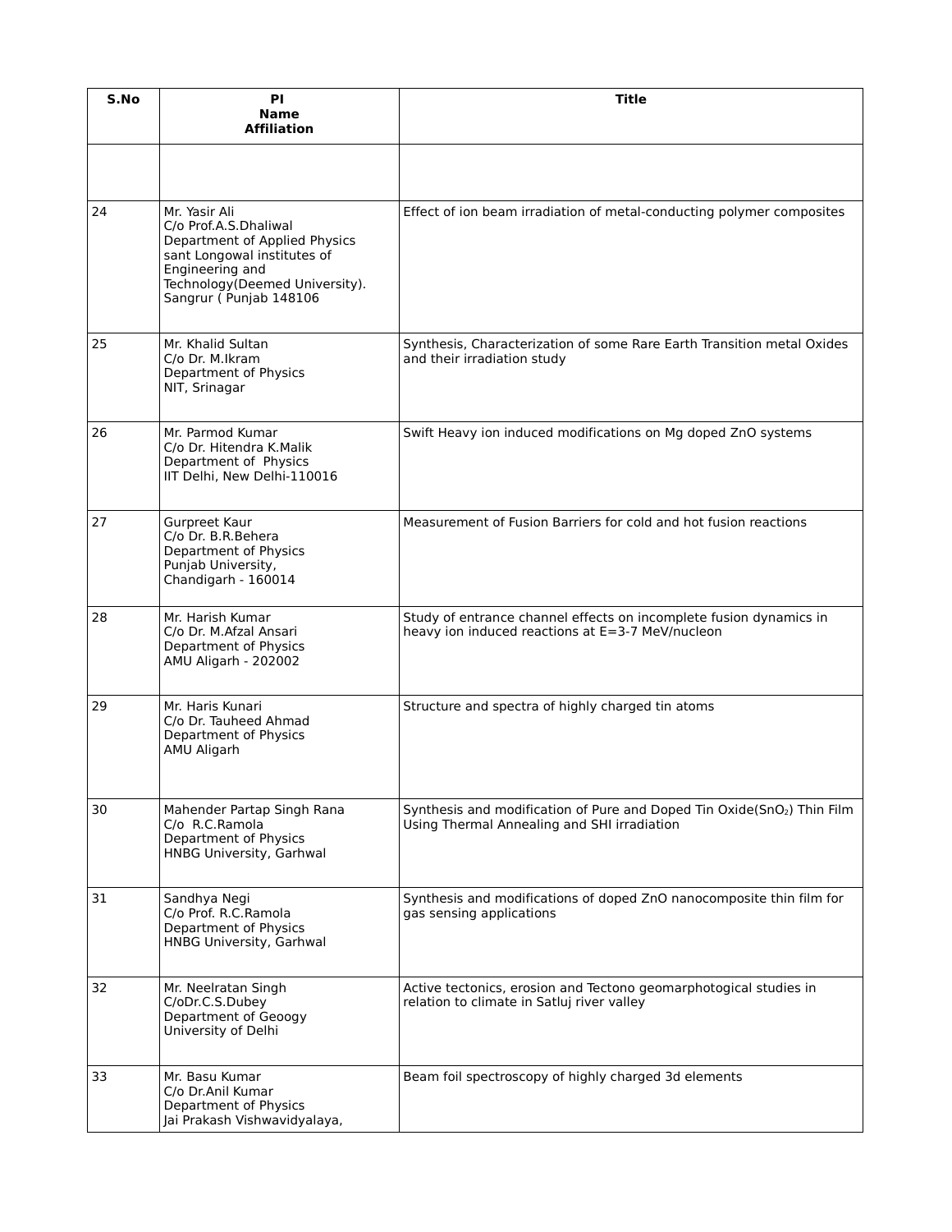| S.No | PI<br>Name<br>Affiliation | Title |
|---|---|---|
| | | |
| 24 | Mr. Yasir Ali<br>C/o Prof.A.S.Dhaliwal<br>Department of Applied Physics<br>sant Longowal institutes of Engineering and Technology(Deemed University).<br>Sangrur ( Punjab 148106 | Effect of ion beam irradiation of metal-conducting polymer composites |
| 25 | Mr. Khalid Sultan<br>C/o Dr. M.Ikram<br>Department of Physics<br>NIT, Srinagar | Synthesis, Characterization of some Rare Earth Transition metal Oxides and their irradiation study |
| 26 | Mr. Parmod Kumar<br>C/o Dr. Hitendra K.Malik<br>Department of Physics<br>IIT Delhi, New Delhi-110016 | Swift Heavy ion induced modifications on Mg doped ZnO systems |
| 27 | Gurpreet Kaur<br>C/o Dr. B.R.Behera<br>Department of Physics<br>Punjab University,<br>Chandigarh - 160014 | Measurement of Fusion Barriers for cold and hot fusion reactions |
| 28 | Mr. Harish Kumar<br>C/o Dr. M.Afzal Ansari<br>Department of Physics<br>AMU Aligarh - 202002 | Study of entrance channel effects on incomplete fusion dynamics in heavy ion induced reactions at E=3-7 MeV/nucleon |
| 29 | Mr. Haris Kunari<br>C/o Dr. Tauheed Ahmad<br>Department of Physics<br>AMU Aligarh | Structure and spectra of highly charged tin atoms |
| 30 | Mahender Partap Singh Rana<br>C/o R.C.Ramola<br>Department of Physics<br>HNBG University, Garhwal | Synthesis and modification of Pure and Doped Tin Oxide($SnO_2$) Thin Film Using Thermal Annealing and SHI irradiation |
| 31 | Sandhya Negi<br>C/o Prof. R.C.Ramola<br>Department of Physics<br>HNBG University, Garhwal | Synthesis and modifications of doped ZnO nanocomposite thin film for gas sensing applications |
| 32 | Mr. Neelratan Singh<br>C/oDr.C.S.Dubey<br>Department of Geoogy<br>University of Delhi | Active tectonics, erosion and Tectono geomarphotogical studies in relation to climate in Satluj river valley |
| 33 | Mr. Basu Kumar<br>C/o Dr.Anil Kumar<br>Department of Physics<br>Jai Prakash Vishwavidyalaya, | Beam foil spectroscopy of highly charged 3d elements |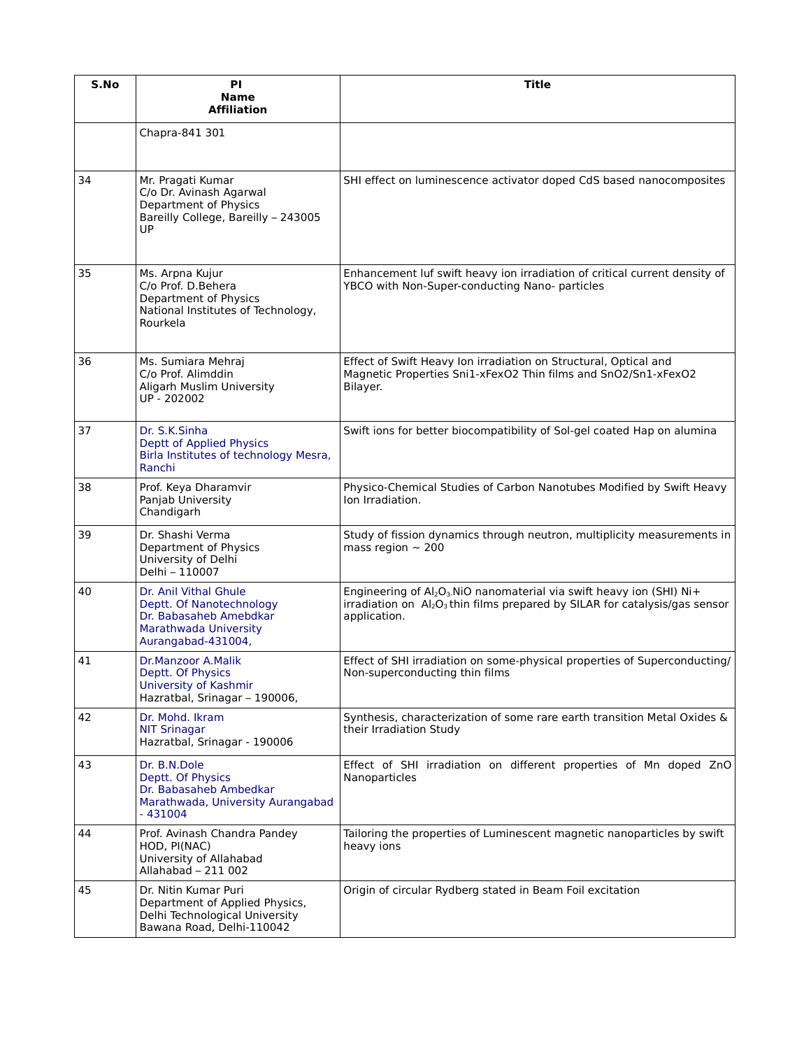| S.No | PI<br>Name<br>Affiliation | Title |
|---|---|---|
| | Chapra-841 301 | |
| 34 | Mr. Pragati Kumar<br>C/o Dr. Avinash Agarwal<br>Department of Physics<br>Bareilly College, Bareilly – 243005<br>UP | SHI effect on luminescence activator doped CdS based nanocomposites |
| 35 | Ms. Arpna Kujur<br>C/o Prof. D.Behera<br>Department of Physics<br>National Institutes of Technology, Rourkela | Enhancement luf swift heavy ion irradiation of critical current density of YBCO with Non-Super-conducting Nano- particles |
| 36 | Ms. Sumiara Mehraj<br>C/o Prof. Alimddin<br>Aligarh Muslim University<br>UP - 202002 | Effect of Swift Heavy Ion irradiation on Structural, Optical and Magnetic Properties Sni1-xFexO2 Thin films and SnO2/Sn1-xFexO2 Bilayer. |
| 37 | Dr. S.K.Sinha<br>Deptt of Applied Physics<br>Birla Institutes of technology Mesra, Ranchi | Swift ions for better biocompatibility of Sol-gel coated Hap on alumina |
| 38 | Prof. Keya Dharamvir<br>Panjab University<br>Chandigarh | Physico-Chemical Studies of Carbon Nanotubes Modified by Swift Heavy Ion Irradiation. |
| 39 | Dr. Shashi Verma<br>Department of Physics<br>University of Delhi<br>Delhi – 110007 | Study of fission dynamics through neutron, multiplicity measurements in mass region ~ 200 |
| 40 | Dr. Anil Vithal Ghule<br>Deptt. Of Nanotechnology<br>Dr. Babasaheb Amebdkar Marathwada University<br>Aurangabad-431004, | Engineering of $Al_2O_3$.NiO nanomaterial via swift heavy ion (SHI) Ni+ irradiation on $Al_2O_3$ thin films prepared by SILAR for catalysis/gas sensor application. |
| 41 | Dr.Manzoor A.Malik<br>Deptt. Of Physics<br>University of Kashmir<br>Hazratbal, Srinagar – 190006, | Effect of SHI irradiation on some-physical properties of Superconducting/ Non-superconducting thin films |
| 42 | Dr. Mohd. Ikram<br>NIT Srinagar<br>Hazratbal, Srinagar - 190006 | Synthesis, characterization of some rare earth transition Metal Oxides & their Irradiation Study |
| 43 | Dr. B.N.Dole<br>Deptt. Of Physics<br>Dr. Babasaheb Ambedkar Marathwada, University Aurangabad - 431004 | Effect of SHI irradiation on different properties of Mn doped ZnO Nanoparticles |
| 44 | Prof. Avinash Chandra Pandey<br>HOD, PI(NAC)<br>University of Allahabad<br>Allahabad – 211 002 | Tailoring the properties of Luminescent magnetic nanoparticles by swift heavy ions |
| 45 | Dr. Nitin Kumar Puri<br>Department of Applied Physics,<br>Delhi Technological University<br>Bawana Road, Delhi-110042 | Origin of circular Rydberg stated in Beam Foil excitation |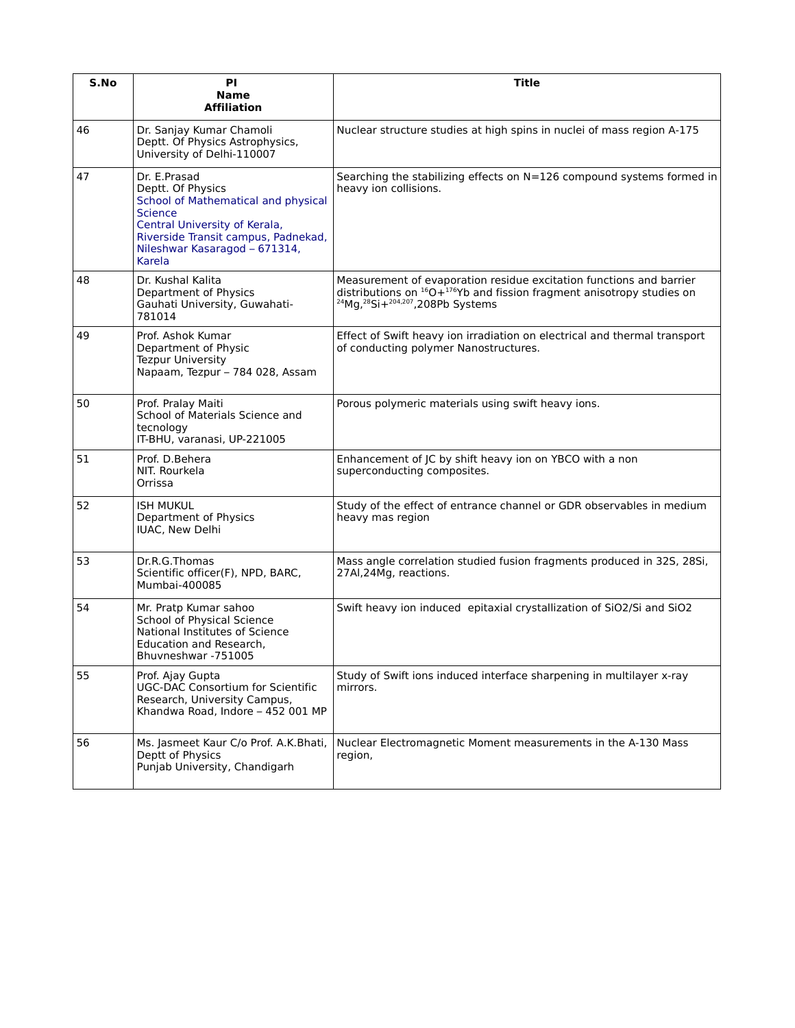| S.No | PI Name Affiliation | Title |
|---|---|---|
| 46 | Dr. Sanjay Kumar Chamoli Deptt. Of Physics Astrophysics, University of Delhi-110007 | Nuclear structure studies at high spins in nuclei of mass region A-175 |
| 47 | Dr. E.Prasad Deptt. Of Physics School of Mathematical and physical Science Central University of Kerala, Riverside Transit campus, Padnekad, Nileshwar Kasaragod – 671314, Karela | Searching the stabilizing effects on N=126 compound systems formed in heavy ion collisions. |
| 48 | Dr. Kushal Kalita Department of Physics Gauhati University, Guwahati-781014 | Measurement of evaporation residue excitation functions and barrier distributions on $^{16}O+^{176}Yb$ and fission fragment anisotropy studies on $^{24}Mg,^{28}Si+^{204,207},208Pb$ Systems |
| 49 | Prof. Ashok Kumar Department of Physic Tezpur University Napaam, Tezpur – 784 028, Assam | Effect of Swift heavy ion irradiation on electrical and thermal transport of conducting polymer Nanostructures. |
| 50 | Prof. Pralay Maiti School of Materials Science and tecnology IT-BHU, varanasi, UP-221005 | Porous polymeric materials using swift heavy ions. |
| 51 | Prof. D.Behera NIT. Rourkela Orrissa | Enhancement of JC by shift heavy ion on YBCO with a non superconducting composites. |
| 52 | ISH MUKUL Department of Physics IUAC, New Delhi | Study of the effect of entrance channel or GDR observables in medium heavy mas region |
| 53 | Dr.R.G.Thomas Scientific officer(F), NPD, BARC, Mumbai-400085 | Mass angle correlation studied fusion fragments produced in 32S, 28Si, 27Al,24Mg, reactions. |
| 54 | Mr. Pratp Kumar sahoo School of Physical Science National Institutes of Science Education and Research, Bhuvneshwar -751005 | Swift heavy ion induced epitaxial crystallization of SiO2/Si and SiO2 |
| 55 | Prof. Ajay Gupta UGC-DAC Consortium for Scientific Research, University Campus, Khandwa Road, Indore – 452 001 MP | Study of Swift ions induced interface sharpening in multilayer x-ray mirrors. |
| 56 | Ms. Jasmeet Kaur C/o Prof. A.K.Bhati, Deptt of Physics Punjab University, Chandigarh | Nuclear Electromagnetic Moment measurements in the A-130 Mass region, |